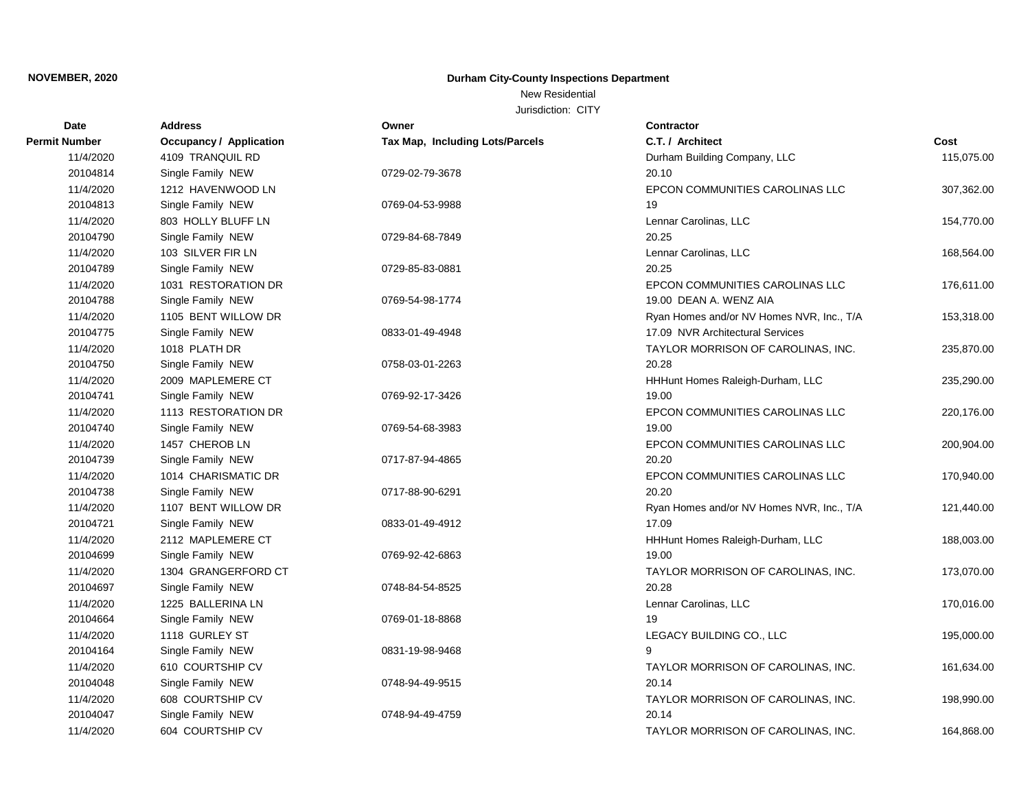**NOVEMBER, 2020**

**Durham City-County Inspections Department**

New Residential

Jurisdiction: CITY

| Date / Permit Number | Address / Occupancy / Application | Owner / Tax Map, Including Lots/Parcels | Contractor / C.T. / Architect | Cost |
|---|---|---|---|---|
| 11/4/2020 | 4109 TRANQUIL RD | | Durham Building Company, LLC | 115,075.00 |
| 20104814 | Single Family NEW | 0729-02-79-3678 | 20.10 | |
| 11/4/2020 | 1212 HAVENWOOD LN | | EPCON COMMUNITIES CAROLINAS LLC | 307,362.00 |
| 20104813 | Single Family NEW | 0769-04-53-9988 | 19 | |
| 11/4/2020 | 803 HOLLY BLUFF LN | | Lennar Carolinas, LLC | 154,770.00 |
| 20104790 | Single Family NEW | 0729-84-68-7849 | 20.25 | |
| 11/4/2020 | 103 SILVER FIR LN | | Lennar Carolinas, LLC | 168,564.00 |
| 20104789 | Single Family NEW | 0729-85-83-0881 | 20.25 | |
| 11/4/2020 | 1031 RESTORATION DR | | EPCON COMMUNITIES CAROLINAS LLC | 176,611.00 |
| 20104788 | Single Family NEW | 0769-54-98-1774 | 19.00 DEAN A. WENZ AIA | |
| 11/4/2020 | 1105 BENT WILLOW DR | | Ryan Homes and/or NV Homes NVR, Inc., T/A | 153,318.00 |
| 20104775 | Single Family NEW | 0833-01-49-4948 | 17.09 NVR Architectural Services | |
| 11/4/2020 | 1018 PLATH DR | | TAYLOR MORRISON OF CAROLINAS, INC. | 235,870.00 |
| 20104750 | Single Family NEW | 0758-03-01-2263 | 20.28 | |
| 11/4/2020 | 2009 MAPLEMERE CT | | HHHunt Homes Raleigh-Durham, LLC | 235,290.00 |
| 20104741 | Single Family NEW | 0769-92-17-3426 | 19.00 | |
| 11/4/2020 | 1113 RESTORATION DR | | EPCON COMMUNITIES CAROLINAS LLC | 220,176.00 |
| 20104740 | Single Family NEW | 0769-54-68-3983 | 19.00 | |
| 11/4/2020 | 1457 CHEROB LN | | EPCON COMMUNITIES CAROLINAS LLC | 200,904.00 |
| 20104739 | Single Family NEW | 0717-87-94-4865 | 20.20 | |
| 11/4/2020 | 1014 CHARISMATIC DR | | EPCON COMMUNITIES CAROLINAS LLC | 170,940.00 |
| 20104738 | Single Family NEW | 0717-88-90-6291 | 20.20 | |
| 11/4/2020 | 1107 BENT WILLOW DR | | Ryan Homes and/or NV Homes NVR, Inc., T/A | 121,440.00 |
| 20104721 | Single Family NEW | 0833-01-49-4912 | 17.09 | |
| 11/4/2020 | 2112 MAPLEMERE CT | | HHHunt Homes Raleigh-Durham, LLC | 188,003.00 |
| 20104699 | Single Family NEW | 0769-92-42-6863 | 19.00 | |
| 11/4/2020 | 1304 GRANGERFORD CT | | TAYLOR MORRISON OF CAROLINAS, INC. | 173,070.00 |
| 20104697 | Single Family NEW | 0748-84-54-8525 | 20.28 | |
| 11/4/2020 | 1225 BALLERINA LN | | Lennar Carolinas, LLC | 170,016.00 |
| 20104664 | Single Family NEW | 0769-01-18-8868 | 19 | |
| 11/4/2020 | 1118 GURLEY ST | | LEGACY BUILDING CO., LLC | 195,000.00 |
| 20104164 | Single Family NEW | 0831-19-98-9468 | 9 | |
| 11/4/2020 | 610 COURTSHIP CV | | TAYLOR MORRISON OF CAROLINAS, INC. | 161,634.00 |
| 20104048 | Single Family NEW | 0748-94-49-9515 | 20.14 | |
| 11/4/2020 | 608 COURTSHIP CV | | TAYLOR MORRISON OF CAROLINAS, INC. | 198,990.00 |
| 20104047 | Single Family NEW | 0748-94-49-4759 | 20.14 | |
| 11/4/2020 | 604 COURTSHIP CV | | TAYLOR MORRISON OF CAROLINAS, INC. | 164,868.00 |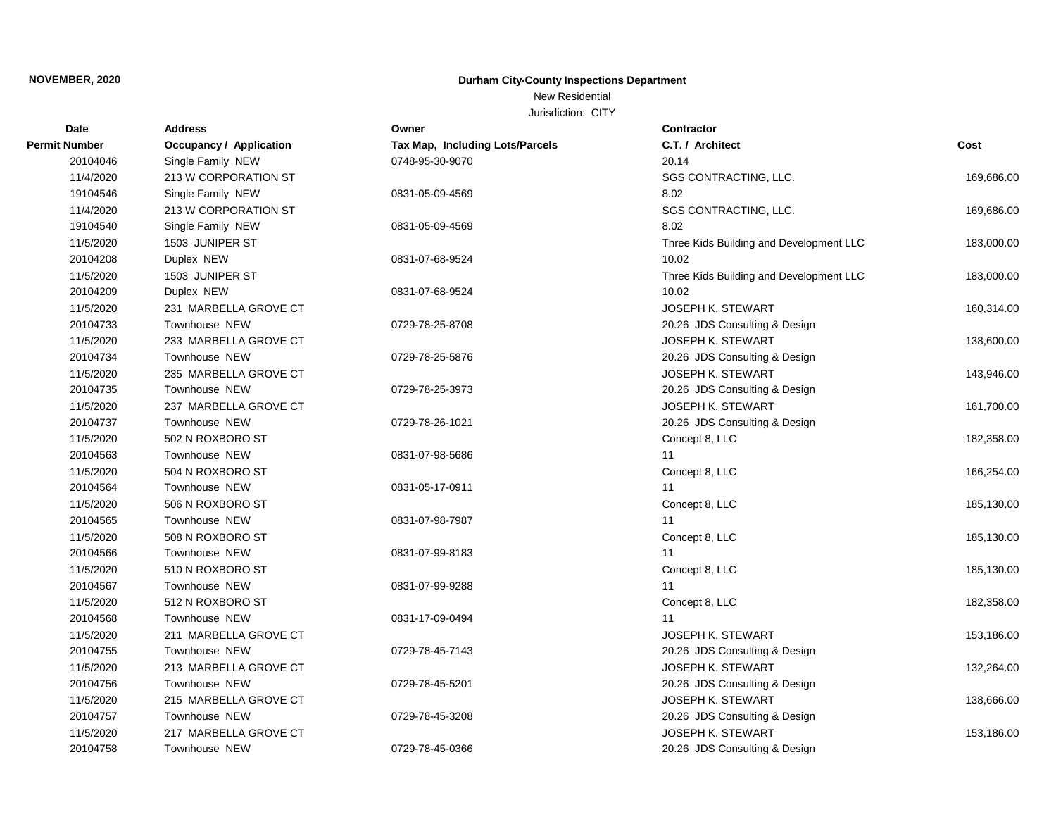**NOVEMBER, 2020**

**Durham City-County Inspections Department**

New Residential

Jurisdiction: CITY

| Date<br>Permit Number | Address<br>Occupancy / Application | Owner<br>Tax Map, Including Lots/Parcels | Contractor<br>C.T. / Architect | Cost |
|---|---|---|---|---|
| 20104046 | Single Family NEW | 0748-95-30-9070 | 20.14 | |
| 11/4/2020 | 213 W CORPORATION ST | | SGS CONTRACTING, LLC. | 169,686.00 |
| 19104546 | Single Family NEW | 0831-05-09-4569 | 8.02 | |
| 11/4/2020 | 213 W CORPORATION ST | | SGS CONTRACTING, LLC. | 169,686.00 |
| 19104540 | Single Family NEW | 0831-05-09-4569 | 8.02 | |
| 11/5/2020 | 1503 JUNIPER ST | | Three Kids Building and Development LLC | 183,000.00 |
| 20104208 | Duplex NEW | 0831-07-68-9524 | 10.02 | |
| 11/5/2020 | 1503 JUNIPER ST | | Three Kids Building and Development LLC | 183,000.00 |
| 20104209 | Duplex NEW | 0831-07-68-9524 | 10.02 | |
| 11/5/2020 | 231 MARBELLA GROVE CT | | JOSEPH K. STEWART | 160,314.00 |
| 20104733 | Townhouse NEW | 0729-78-25-8708 | 20.26 JDS Consulting & Design | |
| 11/5/2020 | 233 MARBELLA GROVE CT | | JOSEPH K. STEWART | 138,600.00 |
| 20104734 | Townhouse NEW | 0729-78-25-5876 | 20.26 JDS Consulting & Design | |
| 11/5/2020 | 235 MARBELLA GROVE CT | | JOSEPH K. STEWART | 143,946.00 |
| 20104735 | Townhouse NEW | 0729-78-25-3973 | 20.26 JDS Consulting & Design | |
| 11/5/2020 | 237 MARBELLA GROVE CT | | JOSEPH K. STEWART | 161,700.00 |
| 20104737 | Townhouse NEW | 0729-78-26-1021 | 20.26 JDS Consulting & Design | |
| 11/5/2020 | 502 N ROXBORO ST | | Concept 8, LLC | 182,358.00 |
| 20104563 | Townhouse NEW | 0831-07-98-5686 | 11 | |
| 11/5/2020 | 504 N ROXBORO ST | | Concept 8, LLC | 166,254.00 |
| 20104564 | Townhouse NEW | 0831-05-17-0911 | 11 | |
| 11/5/2020 | 506 N ROXBORO ST | | Concept 8, LLC | 185,130.00 |
| 20104565 | Townhouse NEW | 0831-07-98-7987 | 11 | |
| 11/5/2020 | 508 N ROXBORO ST | | Concept 8, LLC | 185,130.00 |
| 20104566 | Townhouse NEW | 0831-07-99-8183 | 11 | |
| 11/5/2020 | 510 N ROXBORO ST | | Concept 8, LLC | 185,130.00 |
| 20104567 | Townhouse NEW | 0831-07-99-9288 | 11 | |
| 11/5/2020 | 512 N ROXBORO ST | | Concept 8, LLC | 182,358.00 |
| 20104568 | Townhouse NEW | 0831-17-09-0494 | 11 | |
| 11/5/2020 | 211 MARBELLA GROVE CT | | JOSEPH K. STEWART | 153,186.00 |
| 20104755 | Townhouse NEW | 0729-78-45-7143 | 20.26 JDS Consulting & Design | |
| 11/5/2020 | 213 MARBELLA GROVE CT | | JOSEPH K. STEWART | 132,264.00 |
| 20104756 | Townhouse NEW | 0729-78-45-5201 | 20.26 JDS Consulting & Design | |
| 11/5/2020 | 215 MARBELLA GROVE CT | | JOSEPH K. STEWART | 138,666.00 |
| 20104757 | Townhouse NEW | 0729-78-45-3208 | 20.26 JDS Consulting & Design | |
| 11/5/2020 | 217 MARBELLA GROVE CT | | JOSEPH K. STEWART | 153,186.00 |
| 20104758 | Townhouse NEW | 0729-78-45-0366 | 20.26 JDS Consulting & Design | |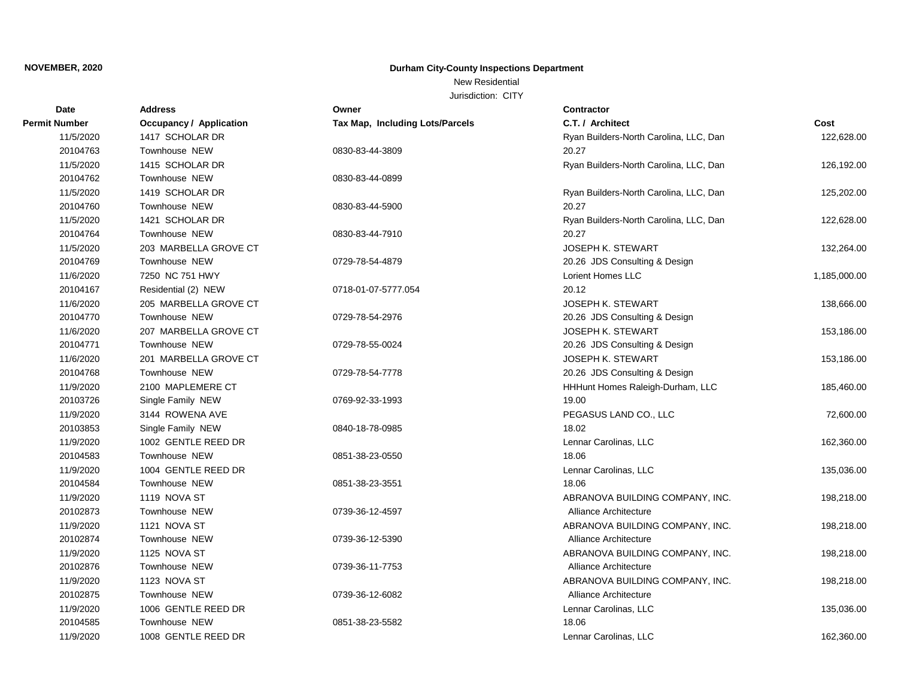**NOVEMBER, 2020**

**Durham City-County Inspections Department**

New Residential

Jurisdiction: CITY

| Date<br>Permit Number | Address<br>Occupancy / Application | Owner<br>Tax Map, Including Lots/Parcels | Contractor<br>C.T. / Architect | Cost |
|---|---|---|---|---|
| 11/5/2020<br>20104763 | 1417 SCHOLAR DR<br>Townhouse NEW | 0830-83-44-3809 | Ryan Builders-North Carolina, LLC, Dan<br>20.27 | 122,628.00 |
| 11/5/2020<br>20104762 | 1415 SCHOLAR DR<br>Townhouse NEW | 0830-83-44-0899 | Ryan Builders-North Carolina, LLC, Dan | 126,192.00 |
| 11/5/2020<br>20104760 | 1419 SCHOLAR DR<br>Townhouse NEW | 0830-83-44-5900 | Ryan Builders-North Carolina, LLC, Dan<br>20.27 | 125,202.00 |
| 11/5/2020<br>20104764 | 1421 SCHOLAR DR<br>Townhouse NEW | 0830-83-44-7910 | Ryan Builders-North Carolina, LLC, Dan<br>20.27 | 122,628.00 |
| 11/5/2020<br>20104769 | 203 MARBELLA GROVE CT<br>Townhouse NEW | 0729-78-54-4879 | JOSEPH K. STEWART<br>20.26 JDS Consulting & Design | 132,264.00 |
| 11/6/2020<br>20104167 | 7250 NC 751 HWY<br>Residential (2) NEW | 0718-01-07-5777.054 | Lorient Homes LLC<br>20.12 | 1,185,000.00 |
| 11/6/2020<br>20104770 | 205 MARBELLA GROVE CT<br>Townhouse NEW | 0729-78-54-2976 | JOSEPH K. STEWART<br>20.26 JDS Consulting & Design | 138,666.00 |
| 11/6/2020<br>20104771 | 207 MARBELLA GROVE CT<br>Townhouse NEW | 0729-78-55-0024 | JOSEPH K. STEWART<br>20.26 JDS Consulting & Design | 153,186.00 |
| 11/6/2020<br>20104768 | 201 MARBELLA GROVE CT<br>Townhouse NEW | 0729-78-54-7778 | JOSEPH K. STEWART<br>20.26 JDS Consulting & Design | 153,186.00 |
| 11/9/2020<br>20103726 | 2100 MAPLEMERE CT<br>Single Family NEW | 0769-92-33-1993 | HHHunt Homes Raleigh-Durham, LLC<br>19.00 | 185,460.00 |
| 11/9/2020<br>20103853 | 3144 ROWENA AVE<br>Single Family NEW | 0840-18-78-0985 | PEGASUS LAND CO., LLC<br>18.02 | 72,600.00 |
| 11/9/2020<br>20104583 | 1002 GENTLE REED DR<br>Townhouse NEW | 0851-38-23-0550 | Lennar Carolinas, LLC<br>18.06 | 162,360.00 |
| 11/9/2020<br>20104584 | 1004 GENTLE REED DR<br>Townhouse NEW | 0851-38-23-3551 | Lennar Carolinas, LLC<br>18.06 | 135,036.00 |
| 11/9/2020<br>20102873 | 1119 NOVA ST<br>Townhouse NEW | 0739-36-12-4597 | ABRANOVA BUILDING COMPANY, INC.<br>Alliance Architecture | 198,218.00 |
| 11/9/2020<br>20102874 | 1121 NOVA ST<br>Townhouse NEW | 0739-36-12-5390 | ABRANOVA BUILDING COMPANY, INC.<br>Alliance Architecture | 198,218.00 |
| 11/9/2020<br>20102876 | 1125 NOVA ST<br>Townhouse NEW | 0739-36-11-7753 | ABRANOVA BUILDING COMPANY, INC.<br>Alliance Architecture | 198,218.00 |
| 11/9/2020<br>20102875 | 1123 NOVA ST<br>Townhouse NEW | 0739-36-12-6082 | ABRANOVA BUILDING COMPANY, INC.<br>Alliance Architecture | 198,218.00 |
| 11/9/2020<br>20104585 | 1006 GENTLE REED DR<br>Townhouse NEW | 0851-38-23-5582 | Lennar Carolinas, LLC<br>18.06 | 135,036.00 |
| 11/9/2020 | 1008 GENTLE REED DR | | Lennar Carolinas, LLC | 162,360.00 |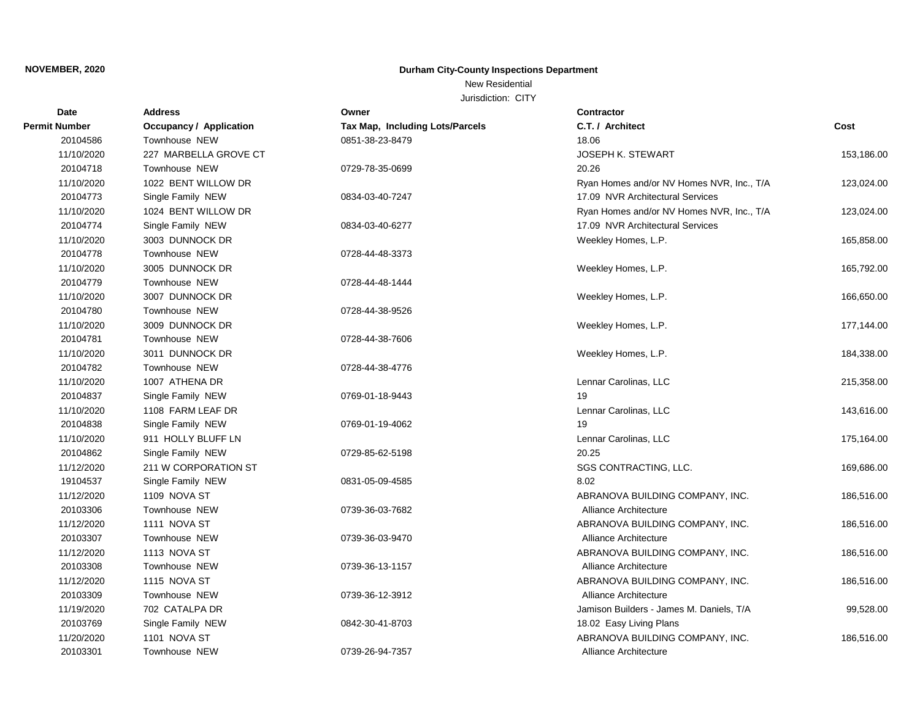**NOVEMBER, 2020**

**Durham City-County Inspections Department**

New Residential

Jurisdiction: CITY

| Date<br>Permit Number | Address<br>Occupancy / Application | Owner<br>Tax Map, Including Lots/Parcels | Contractor<br>C.T. / Architect | Cost |
|---|---|---|---|---|
| 20104586 | Townhouse NEW | 0851-38-23-8479 | 18.06 | |
| 11/10/2020 | 227 MARBELLA GROVE CT | | JOSEPH K. STEWART | 153,186.00 |
| 20104718 | Townhouse NEW | 0729-78-35-0699 | 20.26 | |
| 11/10/2020 | 1022 BENT WILLOW DR | | Ryan Homes and/or NV Homes NVR, Inc., T/A | 123,024.00 |
| 20104773 | Single Family NEW | 0834-03-40-7247 | 17.09 NVR Architectural Services | |
| 11/10/2020 | 1024 BENT WILLOW DR | | Ryan Homes and/or NV Homes NVR, Inc., T/A | 123,024.00 |
| 20104774 | Single Family NEW | 0834-03-40-6277 | 17.09 NVR Architectural Services | |
| 11/10/2020 | 3003 DUNNOCK DR | | Weekley Homes, L.P. | 165,858.00 |
| 20104778 | Townhouse NEW | 0728-44-48-3373 | | |
| 11/10/2020 | 3005 DUNNOCK DR | | Weekley Homes, L.P. | 165,792.00 |
| 20104779 | Townhouse NEW | 0728-44-48-1444 | | |
| 11/10/2020 | 3007 DUNNOCK DR | | Weekley Homes, L.P. | 166,650.00 |
| 20104780 | Townhouse NEW | 0728-44-38-9526 | | |
| 11/10/2020 | 3009 DUNNOCK DR | | Weekley Homes, L.P. | 177,144.00 |
| 20104781 | Townhouse NEW | 0728-44-38-7606 | | |
| 11/10/2020 | 3011 DUNNOCK DR | | Weekley Homes, L.P. | 184,338.00 |
| 20104782 | Townhouse NEW | 0728-44-38-4776 | | |
| 11/10/2020 | 1007 ATHENA DR | | Lennar Carolinas, LLC | 215,358.00 |
| 20104837 | Single Family NEW | 0769-01-18-9443 | 19 | |
| 11/10/2020 | 1108 FARM LEAF DR | | Lennar Carolinas, LLC | 143,616.00 |
| 20104838 | Single Family NEW | 0769-01-19-4062 | 19 | |
| 11/10/2020 | 911 HOLLY BLUFF LN | | Lennar Carolinas, LLC | 175,164.00 |
| 20104862 | Single Family NEW | 0729-85-62-5198 | 20.25 | |
| 11/12/2020 | 211 W CORPORATION ST | | SGS CONTRACTING, LLC. | 169,686.00 |
| 19104537 | Single Family NEW | 0831-05-09-4585 | 8.02 | |
| 11/12/2020 | 1109 NOVA ST | | ABRANOVA BUILDING COMPANY, INC. | 186,516.00 |
| 20103306 | Townhouse NEW | 0739-36-03-7682 | Alliance Architecture | |
| 11/12/2020 | 1111 NOVA ST | | ABRANOVA BUILDING COMPANY, INC. | 186,516.00 |
| 20103307 | Townhouse NEW | 0739-36-03-9470 | Alliance Architecture | |
| 11/12/2020 | 1113 NOVA ST | | ABRANOVA BUILDING COMPANY, INC. | 186,516.00 |
| 20103308 | Townhouse NEW | 0739-36-13-1157 | Alliance Architecture | |
| 11/12/2020 | 1115 NOVA ST | | ABRANOVA BUILDING COMPANY, INC. | 186,516.00 |
| 20103309 | Townhouse NEW | 0739-36-12-3912 | Alliance Architecture | |
| 11/19/2020 | 702 CATALPA DR | | Jamison Builders - James M. Daniels, T/A | 99,528.00 |
| 20103769 | Single Family NEW | 0842-30-41-8703 | 18.02 Easy Living Plans | |
| 11/20/2020 | 1101 NOVA ST | | ABRANOVA BUILDING COMPANY, INC. | 186,516.00 |
| 20103301 | Townhouse NEW | 0739-26-94-7357 | Alliance Architecture | |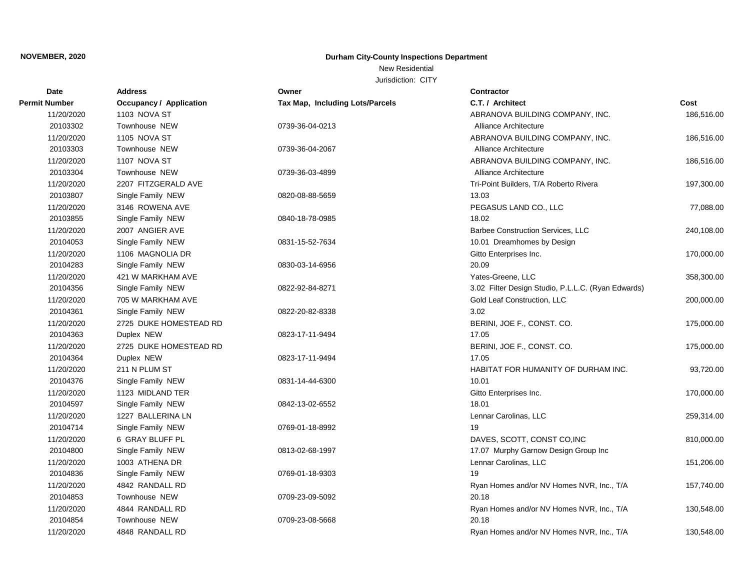**NOVEMBER, 2020**

**Durham City-County Inspections Department**

New Residential

Jurisdiction: CITY

| Date / Permit Number | Address / Occupancy / Application | Owner / Tax Map, Including Lots/Parcels | Contractor / C.T. / Architect | Cost |
|---|---|---|---|---|
| 11/20/2020 | 1103 NOVA ST | | ABRANOVA BUILDING COMPANY, INC. | 186,516.00 |
| 20103302 | Townhouse NEW | 0739-36-04-0213 | Alliance Architecture | |
| 11/20/2020 | 1105 NOVA ST | | ABRANOVA BUILDING COMPANY, INC. | 186,516.00 |
| 20103303 | Townhouse NEW | 0739-36-04-2067 | Alliance Architecture | |
| 11/20/2020 | 1107 NOVA ST | | ABRANOVA BUILDING COMPANY, INC. | 186,516.00 |
| 20103304 | Townhouse NEW | 0739-36-03-4899 | Alliance Architecture | |
| 11/20/2020 | 2207 FITZGERALD AVE | | Tri-Point Builders, T/A Roberto Rivera | 197,300.00 |
| 20103807 | Single Family NEW | 0820-08-88-5659 | 13.03 | |
| 11/20/2020 | 3146 ROWENA AVE | | PEGASUS LAND CO., LLC | 77,088.00 |
| 20103855 | Single Family NEW | 0840-18-78-0985 | 18.02 | |
| 11/20/2020 | 2007 ANGIER AVE | | Barbee Construction Services, LLC | 240,108.00 |
| 20104053 | Single Family NEW | 0831-15-52-7634 | 10.01 Dreamhomes by Design | |
| 11/20/2020 | 1106 MAGNOLIA DR | | Gitto Enterprises Inc. | 170,000.00 |
| 20104283 | Single Family NEW | 0830-03-14-6956 | 20.09 | |
| 11/20/2020 | 421 W MARKHAM AVE | | Yates-Greene, LLC | 358,300.00 |
| 20104356 | Single Family NEW | 0822-92-84-8271 | 3.02 Filter Design Studio, P.L.L.C. (Ryan Edwards) | |
| 11/20/2020 | 705 W MARKHAM AVE | | Gold Leaf Construction, LLC | 200,000.00 |
| 20104361 | Single Family NEW | 0822-20-82-8338 | 3.02 | |
| 11/20/2020 | 2725 DUKE HOMESTEAD RD | | BERINI, JOE F., CONST. CO. | 175,000.00 |
| 20104363 | Duplex NEW | 0823-17-11-9494 | 17.05 | |
| 11/20/2020 | 2725 DUKE HOMESTEAD RD | | BERINI, JOE F., CONST. CO. | 175,000.00 |
| 20104364 | Duplex NEW | 0823-17-11-9494 | 17.05 | |
| 11/20/2020 | 211 N PLUM ST | | HABITAT FOR HUMANITY OF DURHAM INC. | 93,720.00 |
| 20104376 | Single Family NEW | 0831-14-44-6300 | 10.01 | |
| 11/20/2020 | 1123 MIDLAND TER | | Gitto Enterprises Inc. | 170,000.00 |
| 20104597 | Single Family NEW | 0842-13-02-6552 | 18.01 | |
| 11/20/2020 | 1227 BALLERINA LN | | Lennar Carolinas, LLC | 259,314.00 |
| 20104714 | Single Family NEW | 0769-01-18-8992 | 19 | |
| 11/20/2020 | 6 GRAY BLUFF PL | | DAVES, SCOTT, CONST CO,INC | 810,000.00 |
| 20104800 | Single Family NEW | 0813-02-68-1997 | 17.07 Murphy Garnow Design Group Inc | |
| 11/20/2020 | 1003 ATHENA DR | | Lennar Carolinas, LLC | 151,206.00 |
| 20104836 | Single Family NEW | 0769-01-18-9303 | 19 | |
| 11/20/2020 | 4842 RANDALL RD | | Ryan Homes and/or NV Homes NVR, Inc., T/A | 157,740.00 |
| 20104853 | Townhouse NEW | 0709-23-09-5092 | 20.18 | |
| 11/20/2020 | 4844 RANDALL RD | | Ryan Homes and/or NV Homes NVR, Inc., T/A | 130,548.00 |
| 20104854 | Townhouse NEW | 0709-23-08-5668 | 20.18 | |
| 11/20/2020 | 4848 RANDALL RD | | Ryan Homes and/or NV Homes NVR, Inc., T/A | 130,548.00 |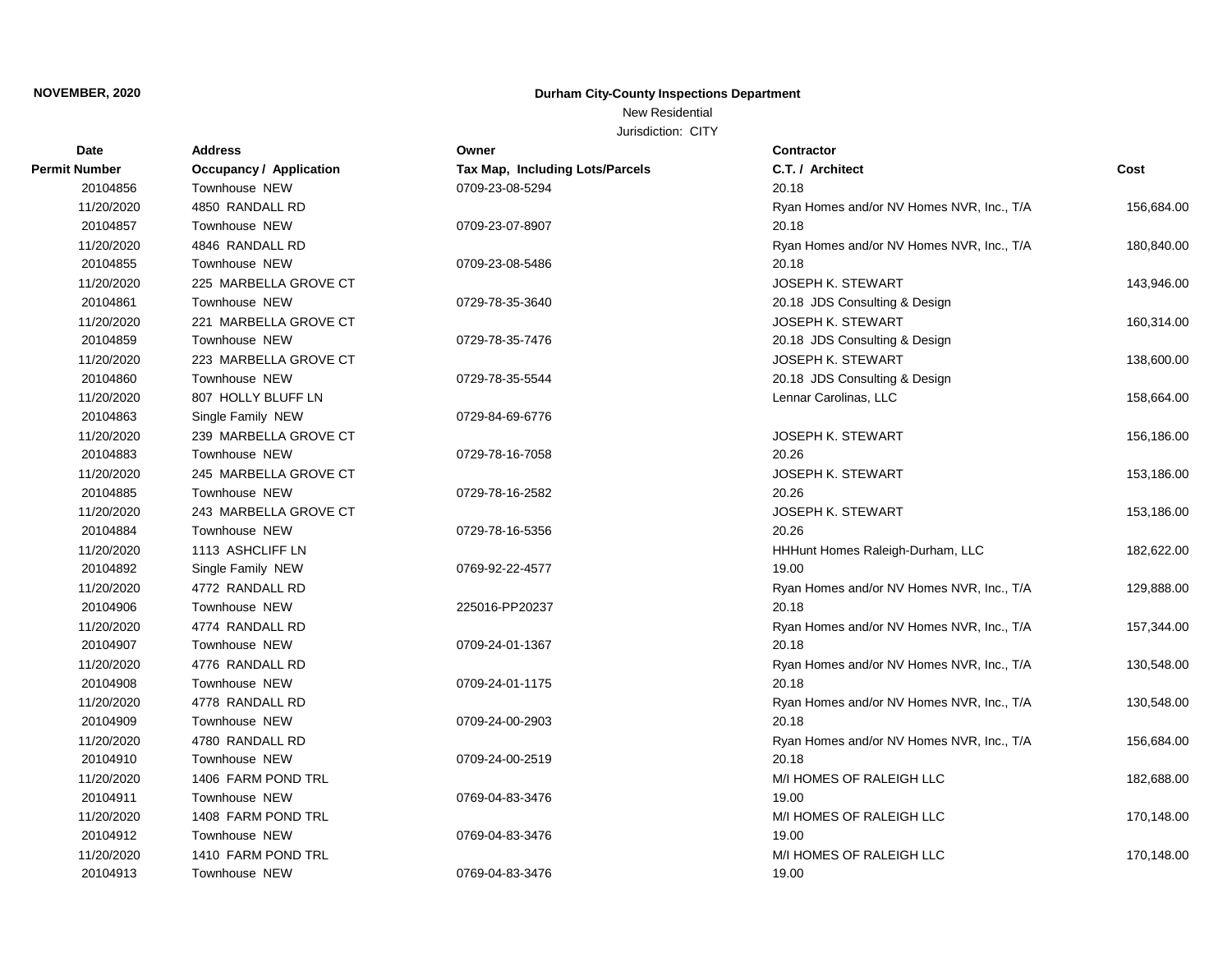**NOVEMBER, 2020**

**Durham City-County Inspections Department**

New Residential

Jurisdiction: CITY

| Date<br>Permit Number | Address<br>Occupancy / Application | Owner<br>Tax Map, Including Lots/Parcels | Contractor<br>C.T. / Architect | Cost |
|---|---|---|---|---|
| 20104856 | Townhouse NEW | 0709-23-08-5294 | 20.18 | |
| 11/20/2020 | 4850 RANDALL RD | | Ryan Homes and/or NV Homes NVR, Inc., T/A | 156,684.00 |
| 20104857 | Townhouse NEW | 0709-23-07-8907 | 20.18 | |
| 11/20/2020 | 4846 RANDALL RD | | Ryan Homes and/or NV Homes NVR, Inc., T/A | 180,840.00 |
| 20104855 | Townhouse NEW | 0709-23-08-5486 | 20.18 | |
| 11/20/2020 | 225 MARBELLA GROVE CT | | JOSEPH K. STEWART | 143,946.00 |
| 20104861 | Townhouse NEW | 0729-78-35-3640 | 20.18 JDS Consulting & Design | |
| 11/20/2020 | 221 MARBELLA GROVE CT | | JOSEPH K. STEWART | 160,314.00 |
| 20104859 | Townhouse NEW | 0729-78-35-7476 | 20.18 JDS Consulting & Design | |
| 11/20/2020 | 223 MARBELLA GROVE CT | | JOSEPH K. STEWART | 138,600.00 |
| 20104860 | Townhouse NEW | 0729-78-35-5544 | 20.18 JDS Consulting & Design | |
| 11/20/2020 | 807 HOLLY BLUFF LN | | Lennar Carolinas, LLC | 158,664.00 |
| 20104863 | Single Family NEW | 0729-84-69-6776 | | |
| 11/20/2020 | 239 MARBELLA GROVE CT | | JOSEPH K. STEWART | 156,186.00 |
| 20104883 | Townhouse NEW | 0729-78-16-7058 | 20.26 | |
| 11/20/2020 | 245 MARBELLA GROVE CT | | JOSEPH K. STEWART | 153,186.00 |
| 20104885 | Townhouse NEW | 0729-78-16-2582 | 20.26 | |
| 11/20/2020 | 243 MARBELLA GROVE CT | | JOSEPH K. STEWART | 153,186.00 |
| 20104884 | Townhouse NEW | 0729-78-16-5356 | 20.26 | |
| 11/20/2020 | 1113 ASHCLIFF LN | | HHHunt Homes Raleigh-Durham, LLC | 182,622.00 |
| 20104892 | Single Family NEW | 0769-92-22-4577 | 19.00 | |
| 11/20/2020 | 4772 RANDALL RD | | Ryan Homes and/or NV Homes NVR, Inc., T/A | 129,888.00 |
| 20104906 | Townhouse NEW | 225016-PP20237 | 20.18 | |
| 11/20/2020 | 4774 RANDALL RD | | Ryan Homes and/or NV Homes NVR, Inc., T/A | 157,344.00 |
| 20104907 | Townhouse NEW | 0709-24-01-1367 | 20.18 | |
| 11/20/2020 | 4776 RANDALL RD | | Ryan Homes and/or NV Homes NVR, Inc., T/A | 130,548.00 |
| 20104908 | Townhouse NEW | 0709-24-01-1175 | 20.18 | |
| 11/20/2020 | 4778 RANDALL RD | | Ryan Homes and/or NV Homes NVR, Inc., T/A | 130,548.00 |
| 20104909 | Townhouse NEW | 0709-24-00-2903 | 20.18 | |
| 11/20/2020 | 4780 RANDALL RD | | Ryan Homes and/or NV Homes NVR, Inc., T/A | 156,684.00 |
| 20104910 | Townhouse NEW | 0709-24-00-2519 | 20.18 | |
| 11/20/2020 | 1406 FARM POND TRL | | M/I HOMES OF RALEIGH LLC | 182,688.00 |
| 20104911 | Townhouse NEW | 0769-04-83-3476 | 19.00 | |
| 11/20/2020 | 1408 FARM POND TRL | | M/I HOMES OF RALEIGH LLC | 170,148.00 |
| 20104912 | Townhouse NEW | 0769-04-83-3476 | 19.00 | |
| 11/20/2020 | 1410 FARM POND TRL | | M/I HOMES OF RALEIGH LLC | 170,148.00 |
| 20104913 | Townhouse NEW | 0769-04-83-3476 | 19.00 | |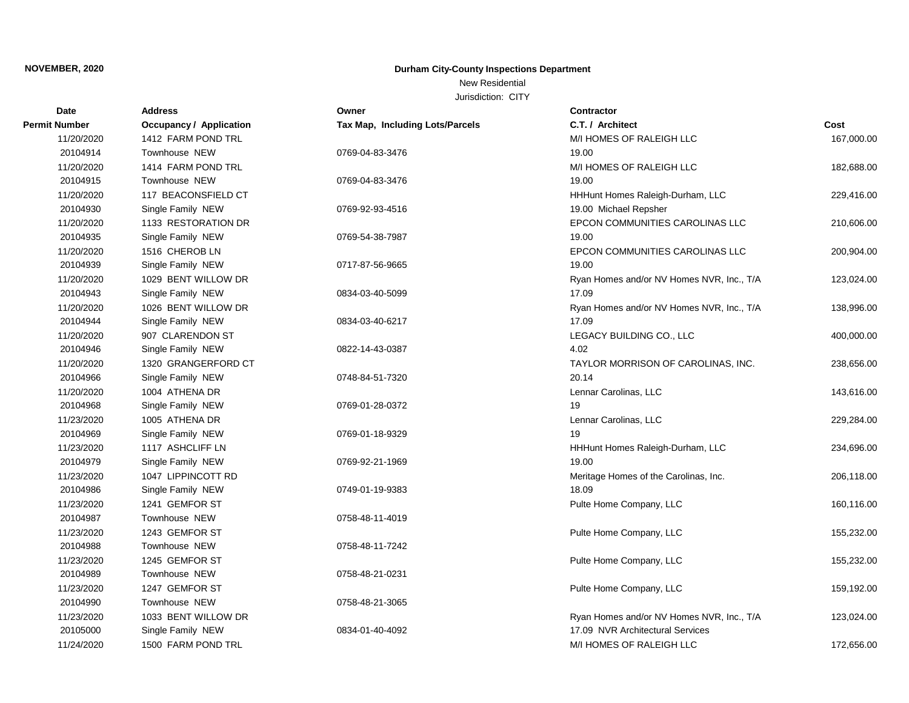**NOVEMBER, 2020**

**Durham City-County Inspections Department**

New Residential

Jurisdiction: CITY

| Date / Permit Number | Address / Occupancy / Application | Owner / Tax Map, Including Lots/Parcels | Contractor / C.T. / Architect | Cost |
|---|---|---|---|---|
| 11/20/2020 | 1412 FARM POND TRL | | M/I HOMES OF RALEIGH LLC | 167,000.00 |
| 20104914 | Townhouse NEW | 0769-04-83-3476 | 19.00 | |
| 11/20/2020 | 1414 FARM POND TRL | | M/I HOMES OF RALEIGH LLC | 182,688.00 |
| 20104915 | Townhouse NEW | 0769-04-83-3476 | 19.00 | |
| 11/20/2020 | 117 BEACONSFIELD CT | | HHHunt Homes Raleigh-Durham, LLC | 229,416.00 |
| 20104930 | Single Family NEW | 0769-92-93-4516 | 19.00 Michael Repsher | |
| 11/20/2020 | 1133 RESTORATION DR | | EPCON COMMUNITIES CAROLINAS LLC | 210,606.00 |
| 20104935 | Single Family NEW | 0769-54-38-7987 | 19.00 | |
| 11/20/2020 | 1516 CHEROB LN | | EPCON COMMUNITIES CAROLINAS LLC | 200,904.00 |
| 20104939 | Single Family NEW | 0717-87-56-9665 | 19.00 | |
| 11/20/2020 | 1029 BENT WILLOW DR | | Ryan Homes and/or NV Homes NVR, Inc., T/A | 123,024.00 |
| 20104943 | Single Family NEW | 0834-03-40-5099 | 17.09 | |
| 11/20/2020 | 1026 BENT WILLOW DR | | Ryan Homes and/or NV Homes NVR, Inc., T/A | 138,996.00 |
| 20104944 | Single Family NEW | 0834-03-40-6217 | 17.09 | |
| 11/20/2020 | 907 CLARENDON ST | | LEGACY BUILDING CO., LLC | 400,000.00 |
| 20104946 | Single Family NEW | 0822-14-43-0387 | 4.02 | |
| 11/20/2020 | 1320 GRANGERFORD CT | | TAYLOR MORRISON OF CAROLINAS, INC. | 238,656.00 |
| 20104966 | Single Family NEW | 0748-84-51-7320 | 20.14 | |
| 11/20/2020 | 1004 ATHENA DR | | Lennar Carolinas, LLC | 143,616.00 |
| 20104968 | Single Family NEW | 0769-01-28-0372 | 19 | |
| 11/23/2020 | 1005 ATHENA DR | | Lennar Carolinas, LLC | 229,284.00 |
| 20104969 | Single Family NEW | 0769-01-18-9329 | 19 | |
| 11/23/2020 | 1117 ASHCLIFF LN | | HHHunt Homes Raleigh-Durham, LLC | 234,696.00 |
| 20104979 | Single Family NEW | 0769-92-21-1969 | 19.00 | |
| 11/23/2020 | 1047 LIPPINCOTT RD | | Meritage Homes of the Carolinas, Inc. | 206,118.00 |
| 20104986 | Single Family NEW | 0749-01-19-9383 | 18.09 | |
| 11/23/2020 | 1241 GEMFOR ST | | Pulte Home Company, LLC | 160,116.00 |
| 20104987 | Townhouse NEW | 0758-48-11-4019 | | |
| 11/23/2020 | 1243 GEMFOR ST | | Pulte Home Company, LLC | 155,232.00 |
| 20104988 | Townhouse NEW | 0758-48-11-7242 | | |
| 11/23/2020 | 1245 GEMFOR ST | | Pulte Home Company, LLC | 155,232.00 |
| 20104989 | Townhouse NEW | 0758-48-21-0231 | | |
| 11/23/2020 | 1247 GEMFOR ST | | Pulte Home Company, LLC | 159,192.00 |
| 20104990 | Townhouse NEW | 0758-48-21-3065 | | |
| 11/23/2020 | 1033 BENT WILLOW DR | | Ryan Homes and/or NV Homes NVR, Inc., T/A | 123,024.00 |
| 20105000 | Single Family NEW | 0834-01-40-4092 | 17.09 NVR Architectural Services | |
| 11/24/2020 | 1500 FARM POND TRL | | M/I HOMES OF RALEIGH LLC | 172,656.00 |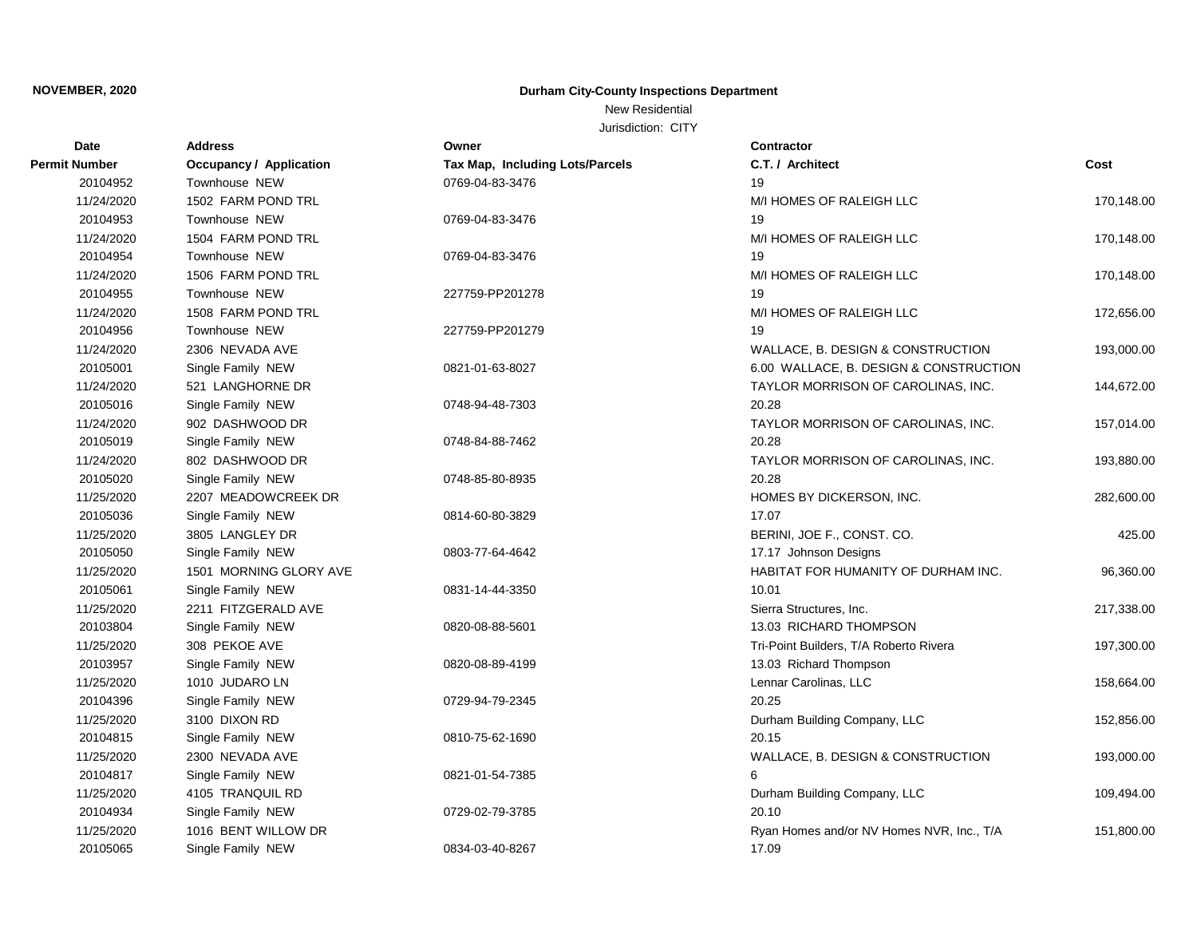**NOVEMBER, 2020**

**Durham City-County Inspections Department**

New Residential

Jurisdiction: CITY

| Date / Permit Number | Address / Occupancy / Application | Owner / Tax Map, Including Lots/Parcels | Contractor / C.T. / Architect | Cost |
|---|---|---|---|---|
| 20104952 | Townhouse NEW | 0769-04-83-3476 | 19 | |
| 11/24/2020 | 1502 FARM POND TRL | | M/I HOMES OF RALEIGH LLC | 170,148.00 |
| 20104953 | Townhouse NEW | 0769-04-83-3476 | 19 | |
| 11/24/2020 | 1504 FARM POND TRL | | M/I HOMES OF RALEIGH LLC | 170,148.00 |
| 20104954 | Townhouse NEW | 0769-04-83-3476 | 19 | |
| 11/24/2020 | 1506 FARM POND TRL | | M/I HOMES OF RALEIGH LLC | 170,148.00 |
| 20104955 | Townhouse NEW | 227759-PP201278 | 19 | |
| 11/24/2020 | 1508 FARM POND TRL | | M/I HOMES OF RALEIGH LLC | 172,656.00 |
| 20104956 | Townhouse NEW | 227759-PP201279 | 19 | |
| 11/24/2020 | 2306 NEVADA AVE | | WALLACE, B. DESIGN & CONSTRUCTION | 193,000.00 |
| 20105001 | Single Family NEW | 0821-01-63-8027 | 6.00 WALLACE, B. DESIGN & CONSTRUCTION | |
| 11/24/2020 | 521 LANGHORNE DR | | TAYLOR MORRISON OF CAROLINAS, INC. | 144,672.00 |
| 20105016 | Single Family NEW | 0748-94-48-7303 | 20.28 | |
| 11/24/2020 | 902 DASHWOOD DR | | TAYLOR MORRISON OF CAROLINAS, INC. | 157,014.00 |
| 20105019 | Single Family NEW | 0748-84-88-7462 | 20.28 | |
| 11/24/2020 | 802 DASHWOOD DR | | TAYLOR MORRISON OF CAROLINAS, INC. | 193,880.00 |
| 20105020 | Single Family NEW | 0748-85-80-8935 | 20.28 | |
| 11/25/2020 | 2207 MEADOWCREEK DR | | HOMES BY DICKERSON, INC. | 282,600.00 |
| 20105036 | Single Family NEW | 0814-60-80-3829 | 17.07 | |
| 11/25/2020 | 3805 LANGLEY DR | | BERINI, JOE F., CONST. CO. | 425.00 |
| 20105050 | Single Family NEW | 0803-77-64-4642 | 17.17 Johnson Designs | |
| 11/25/2020 | 1501 MORNING GLORY AVE | | HABITAT FOR HUMANITY OF DURHAM INC. | 96,360.00 |
| 20105061 | Single Family NEW | 0831-14-44-3350 | 10.01 | |
| 11/25/2020 | 2211 FITZGERALD AVE | | Sierra Structures, Inc. | 217,338.00 |
| 20103804 | Single Family NEW | 0820-08-88-5601 | 13.03 RICHARD THOMPSON | |
| 11/25/2020 | 308 PEKOE AVE | | Tri-Point Builders, T/A Roberto Rivera | 197,300.00 |
| 20103957 | Single Family NEW | 0820-08-89-4199 | 13.03 Richard Thompson | |
| 11/25/2020 | 1010 JUDARO LN | | Lennar Carolinas, LLC | 158,664.00 |
| 20104396 | Single Family NEW | 0729-94-79-2345 | 20.25 | |
| 11/25/2020 | 3100 DIXON RD | | Durham Building Company, LLC | 152,856.00 |
| 20104815 | Single Family NEW | 0810-75-62-1690 | 20.15 | |
| 11/25/2020 | 2300 NEVADA AVE | | WALLACE, B. DESIGN & CONSTRUCTION | 193,000.00 |
| 20104817 | Single Family NEW | 0821-01-54-7385 | 6 | |
| 11/25/2020 | 4105 TRANQUIL RD | | Durham Building Company, LLC | 109,494.00 |
| 20104934 | Single Family NEW | 0729-02-79-3785 | 20.10 | |
| 11/25/2020 | 1016 BENT WILLOW DR | | Ryan Homes and/or NV Homes NVR, Inc., T/A | 151,800.00 |
| 20105065 | Single Family NEW | 0834-03-40-8267 | 17.09 | |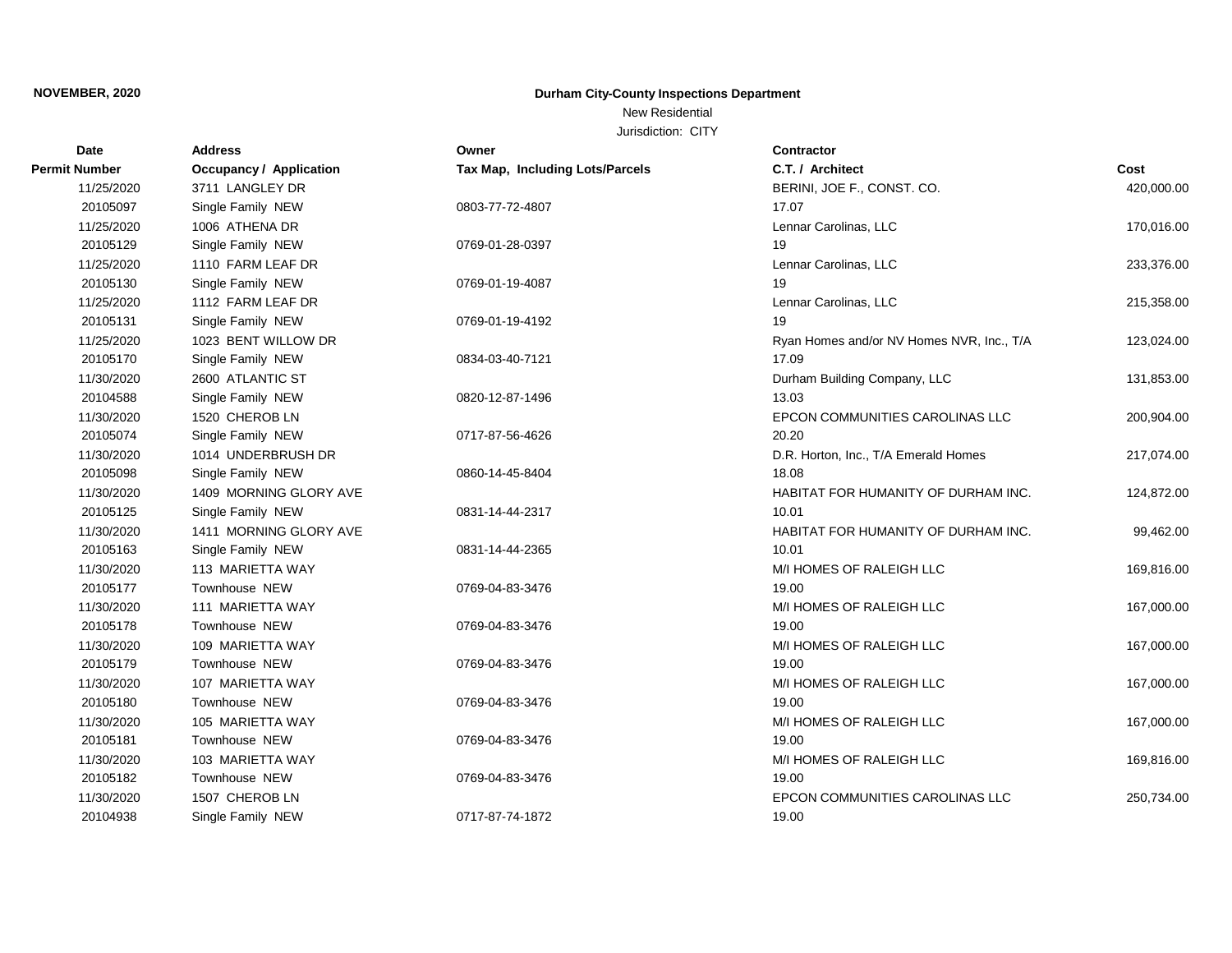**NOVEMBER, 2020**

**Durham City-County Inspections Department**

New Residential

Jurisdiction: CITY

| Date / Permit Number | Address / Occupancy / Application | Owner / Tax Map, Including Lots/Parcels | Contractor / C.T. / Architect | Cost |
|---|---|---|---|---|
| 11/25/2020 | 3711 LANGLEY DR | | BERINI, JOE F., CONST. CO. | 420,000.00 |
| 20105097 | Single Family NEW | 0803-77-72-4807 | 17.07 | |
| 11/25/2020 | 1006 ATHENA DR | | Lennar Carolinas, LLC | 170,016.00 |
| 20105129 | Single Family NEW | 0769-01-28-0397 | 19 | |
| 11/25/2020 | 1110 FARM LEAF DR | | Lennar Carolinas, LLC | 233,376.00 |
| 20105130 | Single Family NEW | 0769-01-19-4087 | 19 | |
| 11/25/2020 | 1112 FARM LEAF DR | | Lennar Carolinas, LLC | 215,358.00 |
| 20105131 | Single Family NEW | 0769-01-19-4192 | 19 | |
| 11/25/2020 | 1023 BENT WILLOW DR | | Ryan Homes and/or NV Homes NVR, Inc., T/A | 123,024.00 |
| 20105170 | Single Family NEW | 0834-03-40-7121 | 17.09 | |
| 11/30/2020 | 2600 ATLANTIC ST | | Durham Building Company, LLC | 131,853.00 |
| 20104588 | Single Family NEW | 0820-12-87-1496 | 13.03 | |
| 11/30/2020 | 1520 CHEROB LN | | EPCON COMMUNITIES CAROLINAS LLC | 200,904.00 |
| 20105074 | Single Family NEW | 0717-87-56-4626 | 20.20 | |
| 11/30/2020 | 1014 UNDERBRUSH DR | | D.R. Horton, Inc., T/A Emerald Homes | 217,074.00 |
| 20105098 | Single Family NEW | 0860-14-45-8404 | 18.08 | |
| 11/30/2020 | 1409 MORNING GLORY AVE | | HABITAT FOR HUMANITY OF DURHAM INC. | 124,872.00 |
| 20105125 | Single Family NEW | 0831-14-44-2317 | 10.01 | |
| 11/30/2020 | 1411 MORNING GLORY AVE | | HABITAT FOR HUMANITY OF DURHAM INC. | 99,462.00 |
| 20105163 | Single Family NEW | 0831-14-44-2365 | 10.01 | |
| 11/30/2020 | 113 MARIETTA WAY | | M/I HOMES OF RALEIGH LLC | 169,816.00 |
| 20105177 | Townhouse NEW | 0769-04-83-3476 | 19.00 | |
| 11/30/2020 | 111 MARIETTA WAY | | M/I HOMES OF RALEIGH LLC | 167,000.00 |
| 20105178 | Townhouse NEW | 0769-04-83-3476 | 19.00 | |
| 11/30/2020 | 109 MARIETTA WAY | | M/I HOMES OF RALEIGH LLC | 167,000.00 |
| 20105179 | Townhouse NEW | 0769-04-83-3476 | 19.00 | |
| 11/30/2020 | 107 MARIETTA WAY | | M/I HOMES OF RALEIGH LLC | 167,000.00 |
| 20105180 | Townhouse NEW | 0769-04-83-3476 | 19.00 | |
| 11/30/2020 | 105 MARIETTA WAY | | M/I HOMES OF RALEIGH LLC | 167,000.00 |
| 20105181 | Townhouse NEW | 0769-04-83-3476 | 19.00 | |
| 11/30/2020 | 103 MARIETTA WAY | | M/I HOMES OF RALEIGH LLC | 169,816.00 |
| 20105182 | Townhouse NEW | 0769-04-83-3476 | 19.00 | |
| 11/30/2020 | 1507 CHEROB LN | | EPCON COMMUNITIES CAROLINAS LLC | 250,734.00 |
| 20104938 | Single Family NEW | 0717-87-74-1872 | 19.00 | |